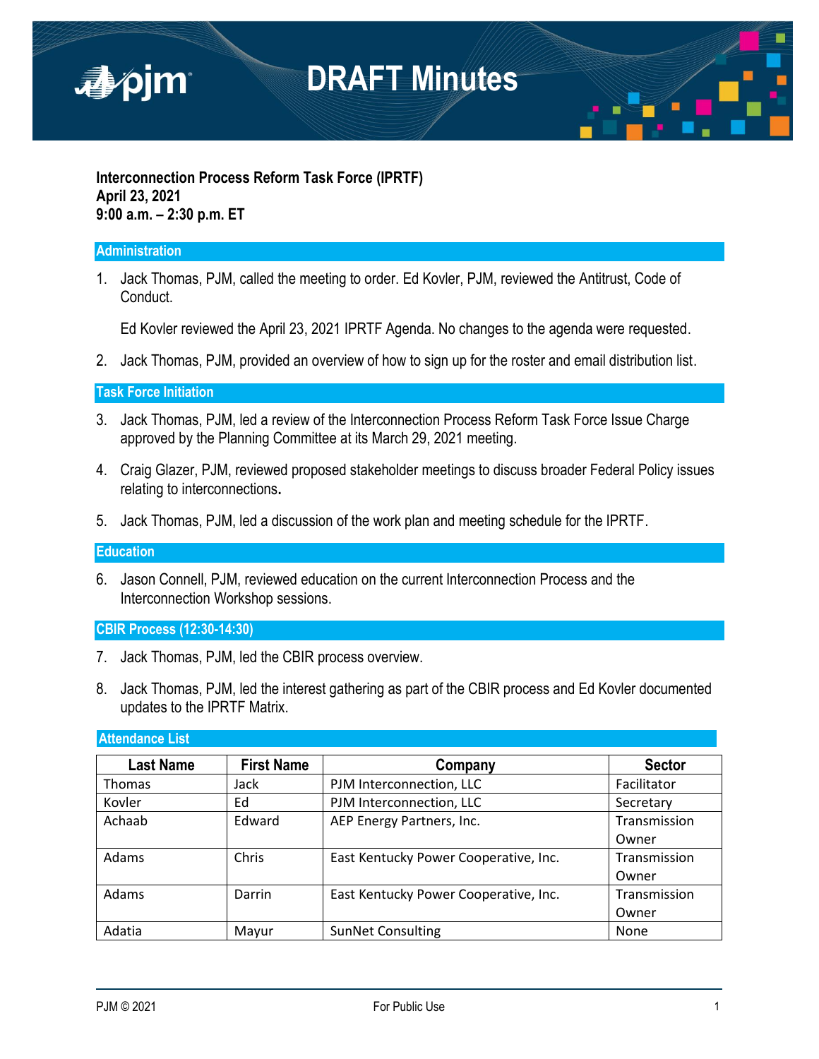# DRAFT Minutes

**Interconnection Process Reform Task Force (IPRTF)**
**April 23, 2021**
**9:00 a.m. – 2:30 p.m. ET**

## Administration

1. Jack Thomas, PJM, called the meeting to order. Ed Kovler, PJM, reviewed the Antitrust, Code of Conduct.

   Ed Kovler reviewed the April 23, 2021 IPRTF Agenda. No changes to the agenda were requested.

2. Jack Thomas, PJM, provided an overview of how to sign up for the roster and email distribution list.

## Task Force Initiation

3. Jack Thomas, PJM, led a review of the Interconnection Process Reform Task Force Issue Charge approved by the Planning Committee at its March 29, 2021 meeting.

4. Craig Glazer, PJM, reviewed proposed stakeholder meetings to discuss broader Federal Policy issues relating to interconnections**.**

5. Jack Thomas, PJM, led a discussion of the work plan and meeting schedule for the IPRTF.

## Education

6. Jason Connell, PJM, reviewed education on the current Interconnection Process and the Interconnection Workshop sessions.

## CBIR Process (12:30-14:30)

7. Jack Thomas, PJM, led the CBIR process overview.

8. Jack Thomas, PJM, led the interest gathering as part of the CBIR process and Ed Kovler documented updates to the IPRTF Matrix.

## Attendance List

| Last Name | First Name | Company | Sector |
|---|---|---|---|
| Thomas | Jack | PJM Interconnection, LLC | Facilitator |
| Kovler | Ed | PJM Interconnection, LLC | Secretary |
| Achaab | Edward | AEP Energy Partners, Inc. | Transmission Owner |
| Adams | Chris | East Kentucky Power Cooperative, Inc. | Transmission Owner |
| Adams | Darrin | East Kentucky Power Cooperative, Inc. | Transmission Owner |
| Adatia | Mayur | SunNet Consulting | None |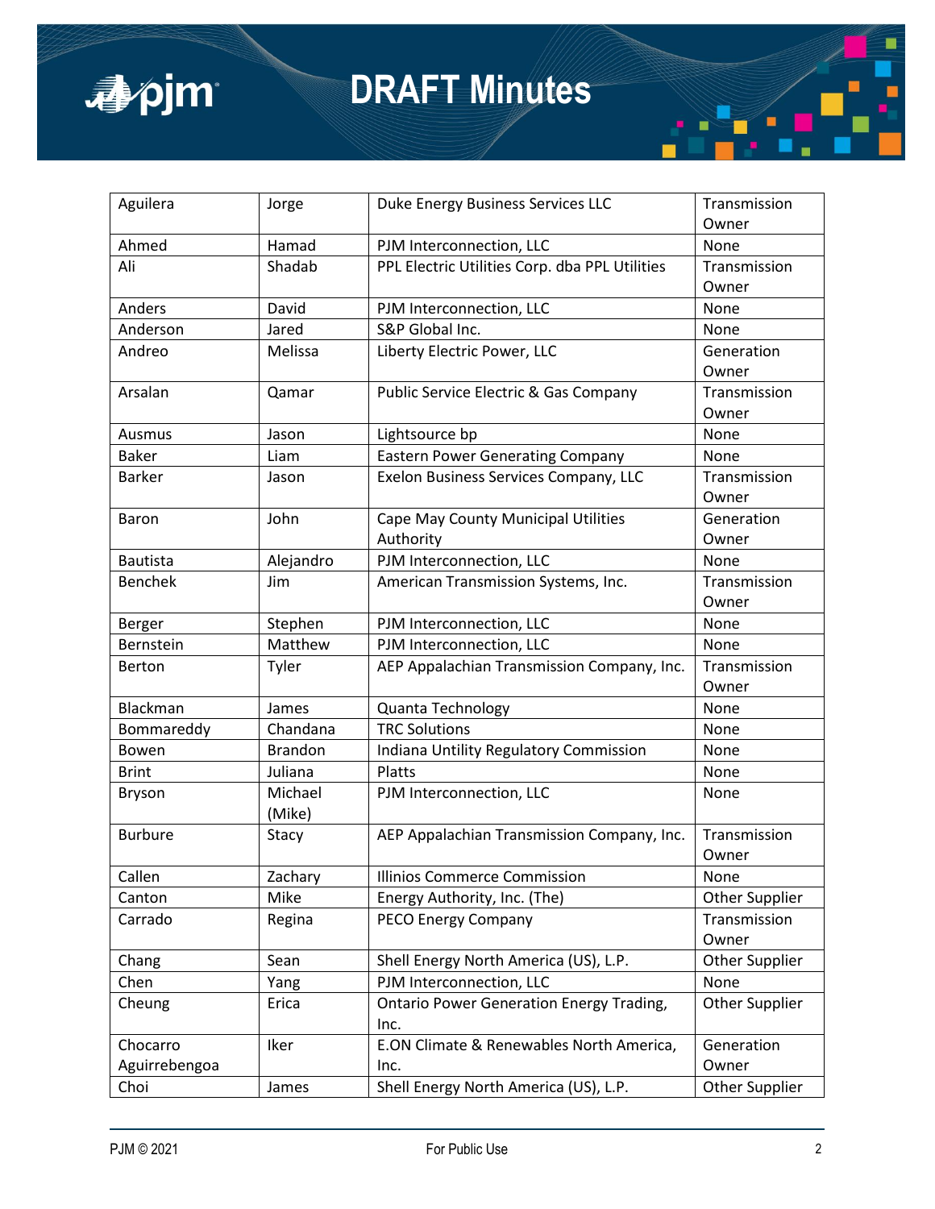| | | | |
|---|---|---|---|
| Aguilera | Jorge | Duke Energy Business Services LLC | Transmission Owner |
| Ahmed | Hamad | PJM Interconnection, LLC | None |
| Ali | Shadab | PPL Electric Utilities Corp. dba PPL Utilities | Transmission Owner |
| Anders | David | PJM Interconnection, LLC | None |
| Anderson | Jared | S&P Global Inc. | None |
| Andreo | Melissa | Liberty Electric Power, LLC | Generation Owner |
| Arsalan | Qamar | Public Service Electric & Gas Company | Transmission Owner |
| Ausmus | Jason | Lightsource bp | None |
| Baker | Liam | Eastern Power Generating Company | None |
| Barker | Jason | Exelon Business Services Company, LLC | Transmission Owner |
| Baron | John | Cape May County Municipal Utilities Authority | Generation Owner |
| Bautista | Alejandro | PJM Interconnection, LLC | None |
| Benchek | Jim | American Transmission Systems, Inc. | Transmission Owner |
| Berger | Stephen | PJM Interconnection, LLC | None |
| Bernstein | Matthew | PJM Interconnection, LLC | None |
| Berton | Tyler | AEP Appalachian Transmission Company, Inc. | Transmission Owner |
| Blackman | James | Quanta Technology | None |
| Bommareddy | Chandana | TRC Solutions | None |
| Bowen | Brandon | Indiana Untility Regulatory Commission | None |
| Brint | Juliana | Platts | None |
| Bryson | Michael (Mike) | PJM Interconnection, LLC | None |
| Burbure | Stacy | AEP Appalachian Transmission Company, Inc. | Transmission Owner |
| Callen | Zachary | Illinios Commerce Commission | None |
| Canton | Mike | Energy Authority, Inc. (The) | Other Supplier |
| Carrado | Regina | PECO Energy Company | Transmission Owner |
| Chang | Sean | Shell Energy North America (US), L.P. | Other Supplier |
| Chen | Yang | PJM Interconnection, LLC | None |
| Cheung | Erica | Ontario Power Generation Energy Trading, Inc. | Other Supplier |
| Chocarro Aguirrebengoa | Iker | E.ON Climate & Renewables North America, Inc. | Generation Owner |
| Choi | James | Shell Energy North America (US), L.P. | Other Supplier |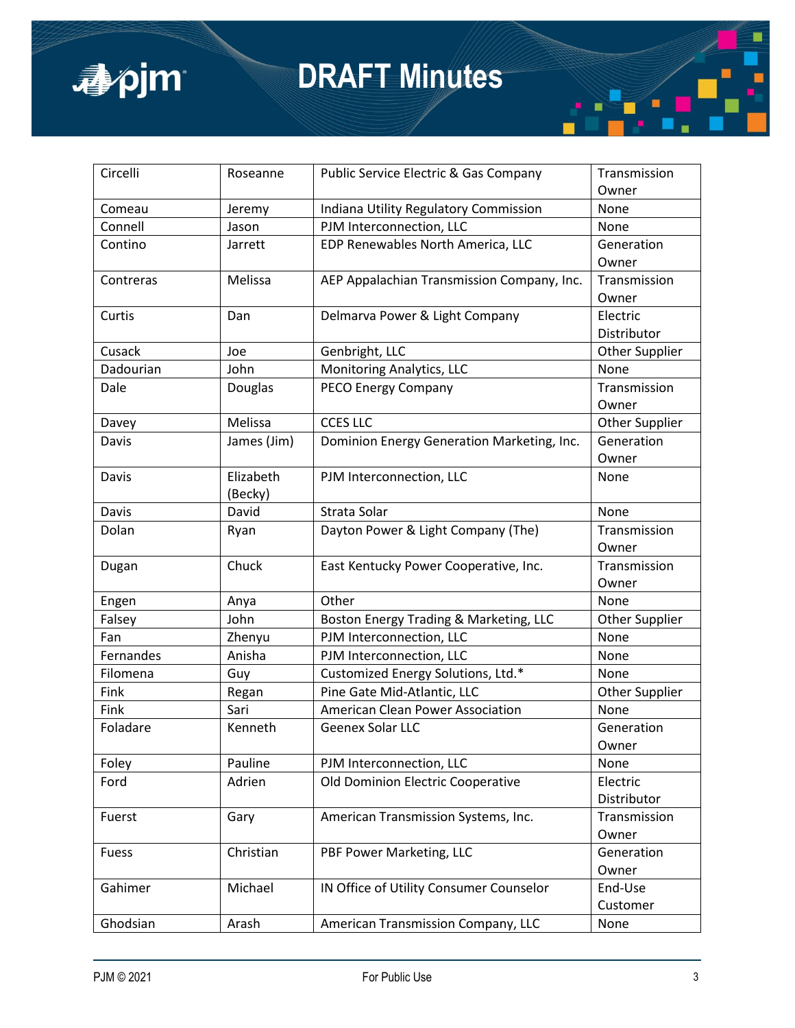| | | | |
|---|---|---|---|
| Circelli | Roseanne | Public Service Electric & Gas Company | Transmission Owner |
| Comeau | Jeremy | Indiana Utility Regulatory Commission | None |
| Connell | Jason | PJM Interconnection, LLC | None |
| Contino | Jarrett | EDP Renewables North America, LLC | Generation Owner |
| Contreras | Melissa | AEP Appalachian Transmission Company, Inc. | Transmission Owner |
| Curtis | Dan | Delmarva Power & Light Company | Electric Distributor |
| Cusack | Joe | Genbright, LLC | Other Supplier |
| Dadourian | John | Monitoring Analytics, LLC | None |
| Dale | Douglas | PECO Energy Company | Transmission Owner |
| Davey | Melissa | CCES LLC | Other Supplier |
| Davis | James (Jim) | Dominion Energy Generation Marketing, Inc. | Generation Owner |
| Davis | Elizabeth (Becky) | PJM Interconnection, LLC | None |
| Davis | David | Strata Solar | None |
| Dolan | Ryan | Dayton Power & Light Company (The) | Transmission Owner |
| Dugan | Chuck | East Kentucky Power Cooperative, Inc. | Transmission Owner |
| Engen | Anya | Other | None |
| Falsey | John | Boston Energy Trading & Marketing, LLC | Other Supplier |
| Fan | Zhenyu | PJM Interconnection, LLC | None |
| Fernandes | Anisha | PJM Interconnection, LLC | None |
| Filomena | Guy | Customized Energy Solutions, Ltd.* | None |
| Fink | Regan | Pine Gate Mid-Atlantic, LLC | Other Supplier |
| Fink | Sari | American Clean Power Association | None |
| Foladare | Kenneth | Geenex Solar LLC | Generation Owner |
| Foley | Pauline | PJM Interconnection, LLC | None |
| Ford | Adrien | Old Dominion Electric Cooperative | Electric Distributor |
| Fuerst | Gary | American Transmission Systems, Inc. | Transmission Owner |
| Fuess | Christian | PBF Power Marketing, LLC | Generation Owner |
| Gahimer | Michael | IN Office of Utility Consumer Counselor | End-Use Customer |
| Ghodsian | Arash | American Transmission Company, LLC | None |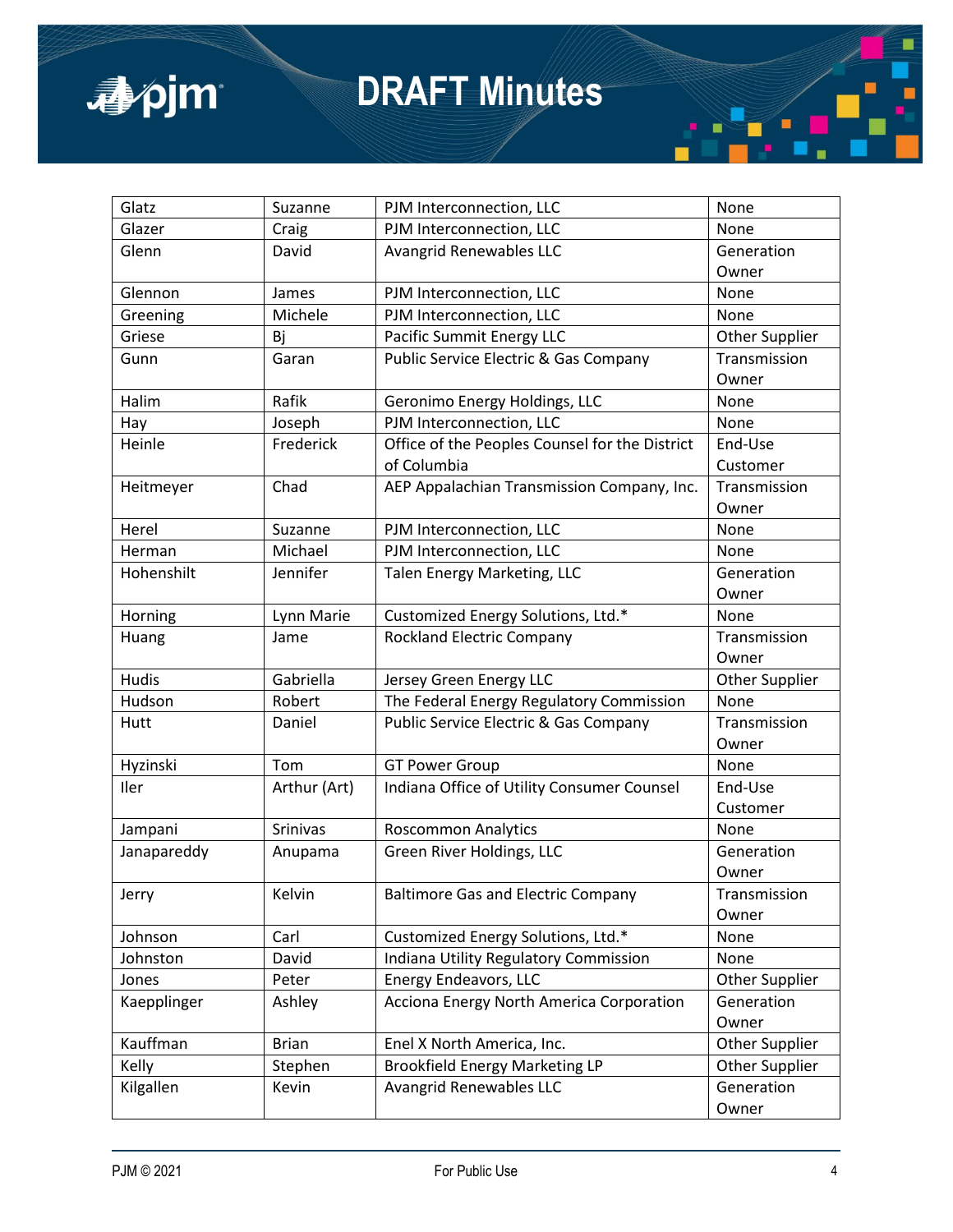| | | | |
|---|---|---|---|
| Glatz | Suzanne | PJM Interconnection, LLC | None |
| Glazer | Craig | PJM Interconnection, LLC | None |
| Glenn | David | Avangrid Renewables LLC | Generation Owner |
| Glennon | James | PJM Interconnection, LLC | None |
| Greening | Michele | PJM Interconnection, LLC | None |
| Griese | Bj | Pacific Summit Energy LLC | Other Supplier |
| Gunn | Garan | Public Service Electric & Gas Company | Transmission Owner |
| Halim | Rafik | Geronimo Energy Holdings, LLC | None |
| Hay | Joseph | PJM Interconnection, LLC | None |
| Heinle | Frederick | Office of the Peoples Counsel for the District of Columbia | End-Use Customer |
| Heitmeyer | Chad | AEP Appalachian Transmission Company, Inc. | Transmission Owner |
| Herel | Suzanne | PJM Interconnection, LLC | None |
| Herman | Michael | PJM Interconnection, LLC | None |
| Hohenshilt | Jennifer | Talen Energy Marketing, LLC | Generation Owner |
| Horning | Lynn Marie | Customized Energy Solutions, Ltd.* | None |
| Huang | Jame | Rockland Electric Company | Transmission Owner |
| Hudis | Gabriella | Jersey Green Energy LLC | Other Supplier |
| Hudson | Robert | The Federal Energy Regulatory Commission | None |
| Hutt | Daniel | Public Service Electric & Gas Company | Transmission Owner |
| Hyzinski | Tom | GT Power Group | None |
| Iler | Arthur (Art) | Indiana Office of Utility Consumer Counsel | End-Use Customer |
| Jampani | Srinivas | Roscommon Analytics | None |
| Janapareddy | Anupama | Green River Holdings, LLC | Generation Owner |
| Jerry | Kelvin | Baltimore Gas and Electric Company | Transmission Owner |
| Johnson | Carl | Customized Energy Solutions, Ltd.* | None |
| Johnston | David | Indiana Utility Regulatory Commission | None |
| Jones | Peter | Energy Endeavors, LLC | Other Supplier |
| Kaepplinger | Ashley | Acciona Energy North America Corporation | Generation Owner |
| Kauffman | Brian | Enel X North America, Inc. | Other Supplier |
| Kelly | Stephen | Brookfield Energy Marketing LP | Other Supplier |
| Kilgallen | Kevin | Avangrid Renewables LLC | Generation Owner |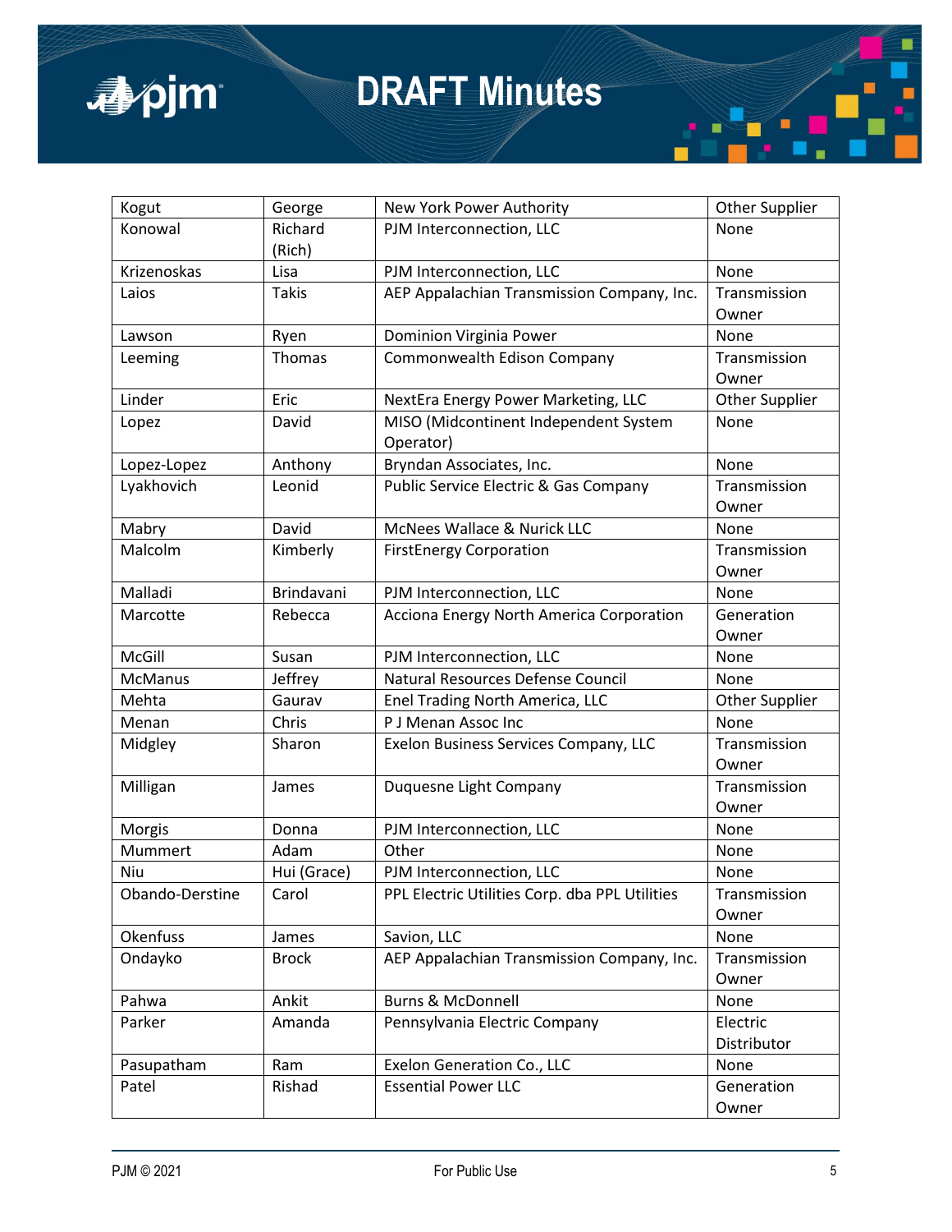| | | | |
|---|---|---|---|
| Kogut | George | New York Power Authority | Other Supplier |
| Konowal | Richard (Rich) | PJM Interconnection, LLC | None |
| Krizenoskas | Lisa | PJM Interconnection, LLC | None |
| Laios | Takis | AEP Appalachian Transmission Company, Inc. | Transmission Owner |
| Lawson | Ryen | Dominion Virginia Power | None |
| Leeming | Thomas | Commonwealth Edison Company | Transmission Owner |
| Linder | Eric | NextEra Energy Power Marketing, LLC | Other Supplier |
| Lopez | David | MISO (Midcontinent Independent System Operator) | None |
| Lopez-Lopez | Anthony | Bryndan Associates, Inc. | None |
| Lyakhovich | Leonid | Public Service Electric & Gas Company | Transmission Owner |
| Mabry | David | McNees Wallace & Nurick LLC | None |
| Malcolm | Kimberly | FirstEnergy Corporation | Transmission Owner |
| Malladi | Brindavani | PJM Interconnection, LLC | None |
| Marcotte | Rebecca | Acciona Energy North America Corporation | Generation Owner |
| McGill | Susan | PJM Interconnection, LLC | None |
| McManus | Jeffrey | Natural Resources Defense Council | None |
| Mehta | Gaurav | Enel Trading North America, LLC | Other Supplier |
| Menan | Chris | P J Menan Assoc Inc | None |
| Midgley | Sharon | Exelon Business Services Company, LLC | Transmission Owner |
| Milligan | James | Duquesne Light Company | Transmission Owner |
| Morgis | Donna | PJM Interconnection, LLC | None |
| Mummert | Adam | Other | None |
| Niu | Hui (Grace) | PJM Interconnection, LLC | None |
| Obando-Derstine | Carol | PPL Electric Utilities Corp. dba PPL Utilities | Transmission Owner |
| Okenfuss | James | Savion, LLC | None |
| Ondayko | Brock | AEP Appalachian Transmission Company, Inc. | Transmission Owner |
| Pahwa | Ankit | Burns & McDonnell | None |
| Parker | Amanda | Pennsylvania Electric Company | Electric Distributor |
| Pasupatham | Ram | Exelon Generation Co., LLC | None |
| Patel | Rishad | Essential Power LLC | Generation Owner |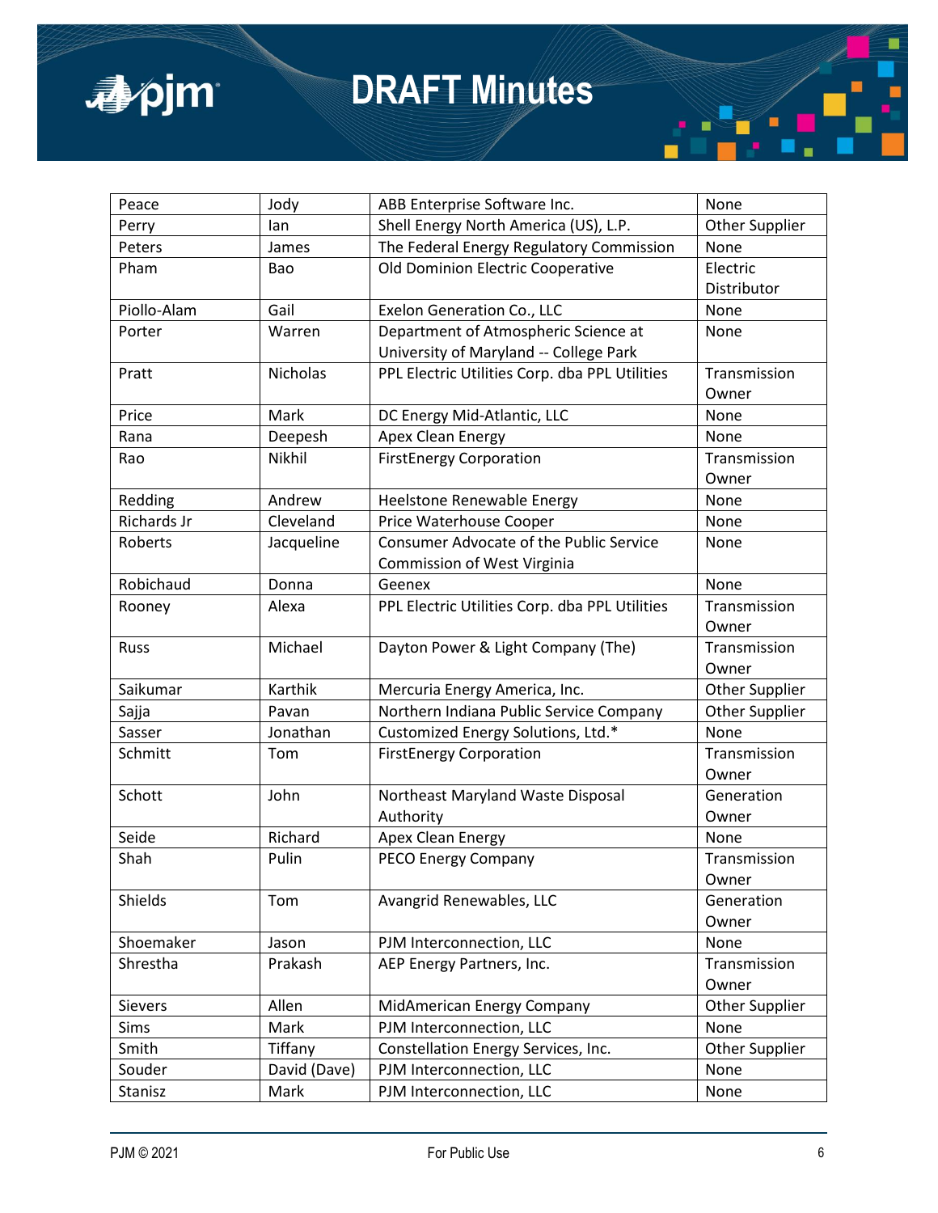| | | | |
|---|---|---|---|
| Peace | Jody | ABB Enterprise Software Inc. | None |
| Perry | Ian | Shell Energy North America (US), L.P. | Other Supplier |
| Peters | James | The Federal Energy Regulatory Commission | None |
| Pham | Bao | Old Dominion Electric Cooperative | Electric Distributor |
| Piollo-Alam | Gail | Exelon Generation Co., LLC | None |
| Porter | Warren | Department of Atmospheric Science at University of Maryland -- College Park | None |
| Pratt | Nicholas | PPL Electric Utilities Corp. dba PPL Utilities | Transmission Owner |
| Price | Mark | DC Energy Mid-Atlantic, LLC | None |
| Rana | Deepesh | Apex Clean Energy | None |
| Rao | Nikhil | FirstEnergy Corporation | Transmission Owner |
| Redding | Andrew | Heelstone Renewable Energy | None |
| Richards Jr | Cleveland | Price Waterhouse Cooper | None |
| Roberts | Jacqueline | Consumer Advocate of the Public Service Commission of West Virginia | None |
| Robichaud | Donna | Geenex | None |
| Rooney | Alexa | PPL Electric Utilities Corp. dba PPL Utilities | Transmission Owner |
| Russ | Michael | Dayton Power & Light Company (The) | Transmission Owner |
| Saikumar | Karthik | Mercuria Energy America, Inc. | Other Supplier |
| Sajja | Pavan | Northern Indiana Public Service Company | Other Supplier |
| Sasser | Jonathan | Customized Energy Solutions, Ltd.* | None |
| Schmitt | Tom | FirstEnergy Corporation | Transmission Owner |
| Schott | John | Northeast Maryland Waste Disposal Authority | Generation Owner |
| Seide | Richard | Apex Clean Energy | None |
| Shah | Pulin | PECO Energy Company | Transmission Owner |
| Shields | Tom | Avangrid Renewables, LLC | Generation Owner |
| Shoemaker | Jason | PJM Interconnection, LLC | None |
| Shrestha | Prakash | AEP Energy Partners, Inc. | Transmission Owner |
| Sievers | Allen | MidAmerican Energy Company | Other Supplier |
| Sims | Mark | PJM Interconnection, LLC | None |
| Smith | Tiffany | Constellation Energy Services, Inc. | Other Supplier |
| Souder | David (Dave) | PJM Interconnection, LLC | None |
| Stanisz | Mark | PJM Interconnection, LLC | None |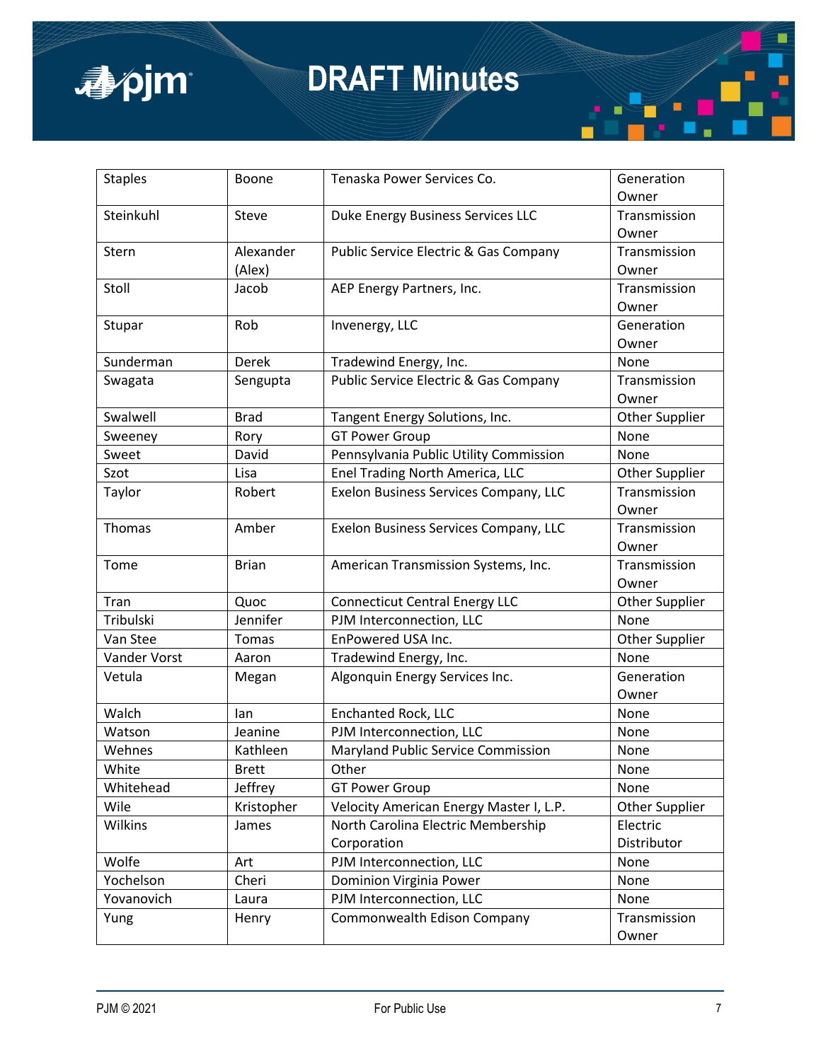| | | | |
|---|---|---|---|
| Staples | Boone | Tenaska Power Services Co. | Generation Owner |
| Steinkuhl | Steve | Duke Energy Business Services LLC | Transmission Owner |
| Stern | Alexander (Alex) | Public Service Electric & Gas Company | Transmission Owner |
| Stoll | Jacob | AEP Energy Partners, Inc. | Transmission Owner |
| Stupar | Rob | Invenergy, LLC | Generation Owner |
| Sunderman | Derek | Tradewind Energy, Inc. | None |
| Swagata | Sengupta | Public Service Electric & Gas Company | Transmission Owner |
| Swalwell | Brad | Tangent Energy Solutions, Inc. | Other Supplier |
| Sweeney | Rory | GT Power Group | None |
| Sweet | David | Pennsylvania Public Utility Commission | None |
| Szot | Lisa | Enel Trading North America, LLC | Other Supplier |
| Taylor | Robert | Exelon Business Services Company, LLC | Transmission Owner |
| Thomas | Amber | Exelon Business Services Company, LLC | Transmission Owner |
| Tome | Brian | American Transmission Systems, Inc. | Transmission Owner |
| Tran | Quoc | Connecticut Central Energy LLC | Other Supplier |
| Tribulski | Jennifer | PJM Interconnection, LLC | None |
| Van Stee | Tomas | EnPowered USA Inc. | Other Supplier |
| Vander Vorst | Aaron | Tradewind Energy, Inc. | None |
| Vetula | Megan | Algonquin Energy Services Inc. | Generation Owner |
| Walch | Ian | Enchanted Rock, LLC | None |
| Watson | Jeanine | PJM Interconnection, LLC | None |
| Wehnes | Kathleen | Maryland Public Service Commission | None |
| White | Brett | Other | None |
| Whitehead | Jeffrey | GT Power Group | None |
| Wile | Kristopher | Velocity American Energy Master I, L.P. | Other Supplier |
| Wilkins | James | North Carolina Electric Membership Corporation | Electric Distributor |
| Wolfe | Art | PJM Interconnection, LLC | None |
| Yochelson | Cheri | Dominion Virginia Power | None |
| Yovanovich | Laura | PJM Interconnection, LLC | None |
| Yung | Henry | Commonwealth Edison Company | Transmission Owner |